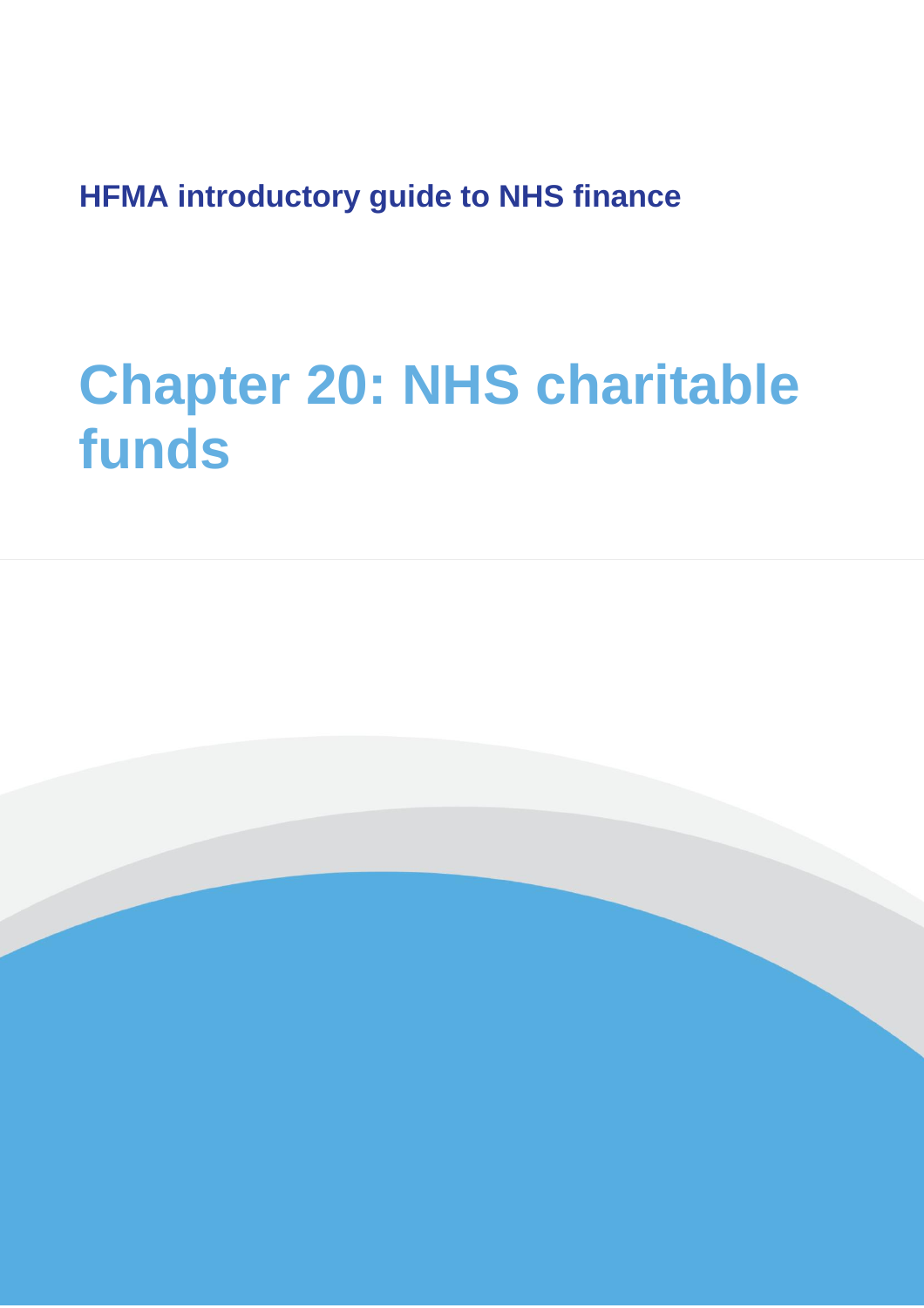**HFMA introductory guide to NHS finance**

# Chapter 20: NHS charitable funds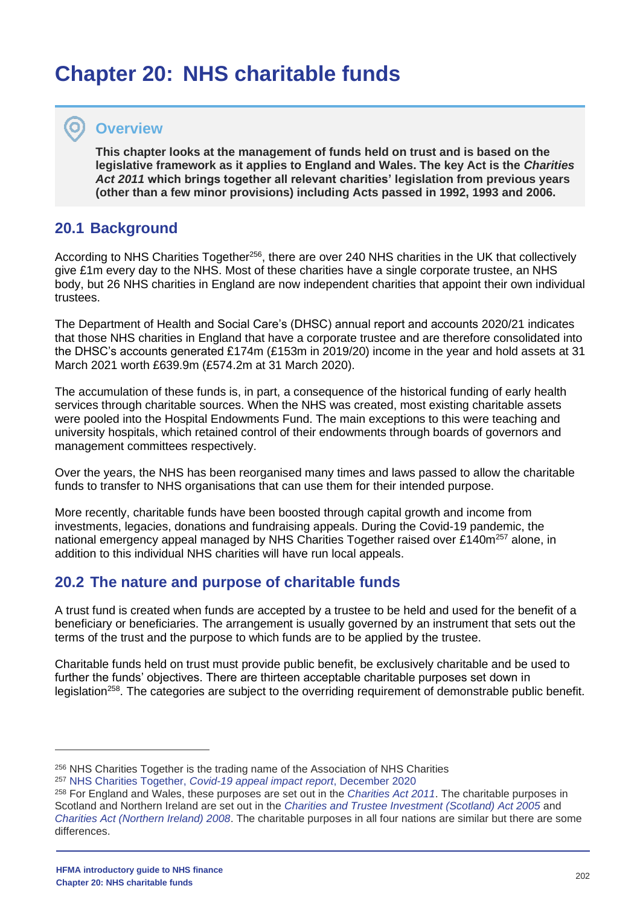# Chapter 20: NHS charitable funds

## Overview

**This chapter looks at the management of funds held on trust and is based on the legislative framework as it applies to England and Wales. The key Act is the *Charities Act 2011* which brings together all relevant charities' legislation from previous years (other than a few minor provisions) including Acts passed in 1992, 1993 and 2006.**

## 20.1 Background

According to NHS Charities Together[256], there are over 240 NHS charities in the UK that collectively give £1m every day to the NHS. Most of these charities have a single corporate trustee, an NHS body, but 26 NHS charities in England are now independent charities that appoint their own individual trustees.

The Department of Health and Social Care's (DHSC) annual report and accounts 2020/21 indicates that those NHS charities in England that have a corporate trustee and are therefore consolidated into the DHSC's accounts generated £174m (£153m in 2019/20) income in the year and hold assets at 31 March 2021 worth £639.9m (£574.2m at 31 March 2020).

The accumulation of these funds is, in part, a consequence of the historical funding of early health services through charitable sources. When the NHS was created, most existing charitable assets were pooled into the Hospital Endowments Fund. The main exceptions to this were teaching and university hospitals, which retained control of their endowments through boards of governors and management committees respectively.

Over the years, the NHS has been reorganised many times and laws passed to allow the charitable funds to transfer to NHS organisations that can use them for their intended purpose.

More recently, charitable funds have been boosted through capital growth and income from investments, legacies, donations and fundraising appeals. During the Covid-19 pandemic, the national emergency appeal managed by NHS Charities Together raised over £140m[257] alone, in addition to this individual NHS charities will have run local appeals.

## 20.2 The nature and purpose of charitable funds

A trust fund is created when funds are accepted by a trustee to be held and used for the benefit of a beneficiary or beneficiaries. The arrangement is usually governed by an instrument that sets out the terms of the trust and the purpose to which funds are to be applied by the trustee.

Charitable funds held on trust must provide public benefit, be exclusively charitable and be used to further the funds' objectives. There are thirteen acceptable charitable purposes set down in legislation[258]. The categories are subject to the overriding requirement of demonstrable public benefit.

---

[256] NHS Charities Together is the trading name of the Association of NHS Charities

[257] NHS Charities Together, *Covid-19 appeal impact report*, December 2020

[258] For England and Wales, these purposes are set out in the *Charities Act 2011*. The charitable purposes in Scotland and Northern Ireland are set out in the *Charities and Trustee Investment (Scotland) Act 2005* and *Charities Act (Northern Ireland) 2008*. The charitable purposes in all four nations are similar but there are some differences.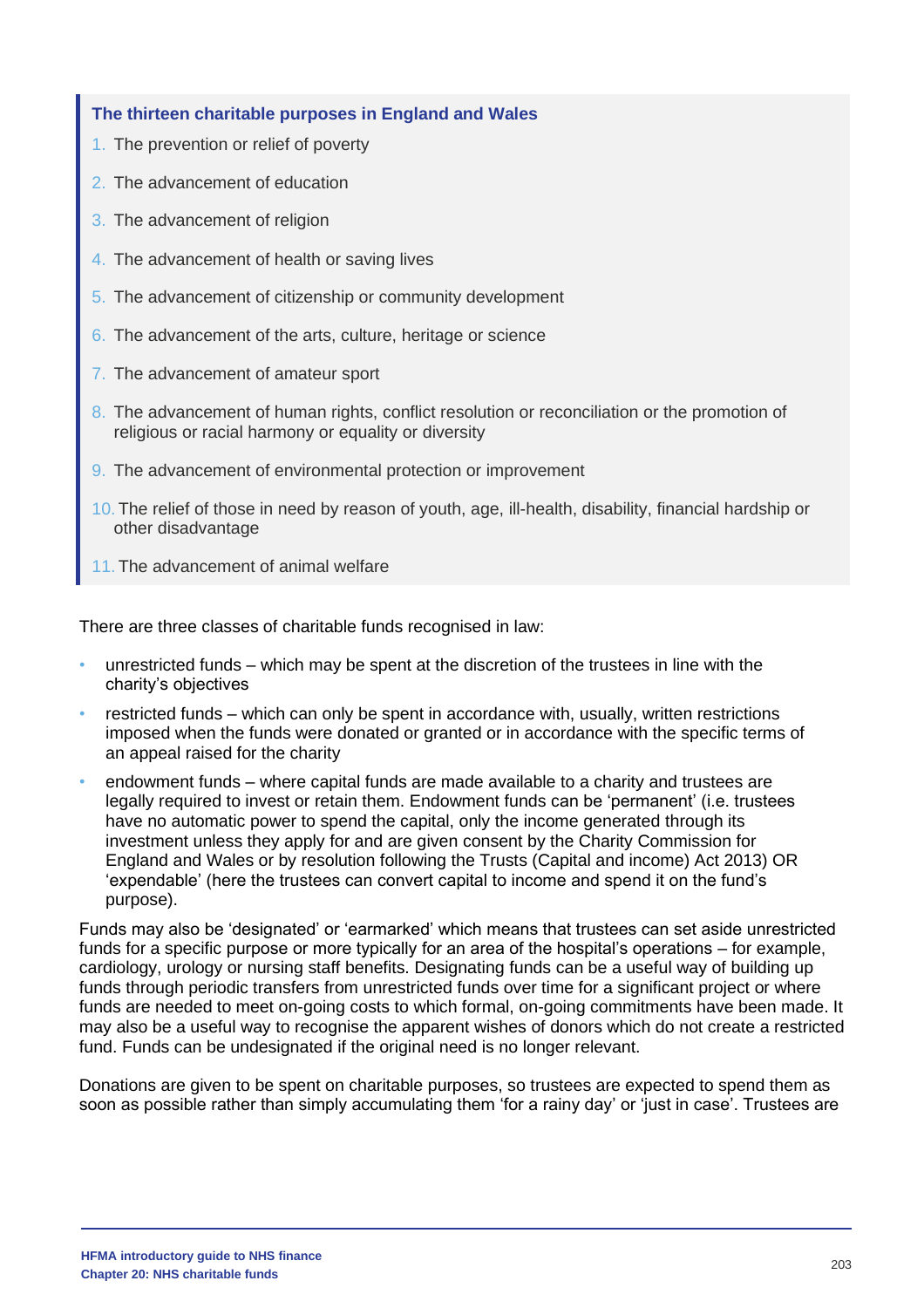**The thirteen charitable purposes in England and Wales**

1. The prevention or relief of poverty
2. The advancement of education
3. The advancement of religion
4. The advancement of health or saving lives
5. The advancement of citizenship or community development
6. The advancement of the arts, culture, heritage or science
7. The advancement of amateur sport
8. The advancement of human rights, conflict resolution or reconciliation or the promotion of religious or racial harmony or equality or diversity
9. The advancement of environmental protection or improvement
10. The relief of those in need by reason of youth, age, ill-health, disability, financial hardship or other disadvantage
11. The advancement of animal welfare

There are three classes of charitable funds recognised in law:

- unrestricted funds – which may be spent at the discretion of the trustees in line with the charity's objectives
- restricted funds – which can only be spent in accordance with, usually, written restrictions imposed when the funds were donated or granted or in accordance with the specific terms of an appeal raised for the charity
- endowment funds – where capital funds are made available to a charity and trustees are legally required to invest or retain them. Endowment funds can be 'permanent' (i.e. trustees have no automatic power to spend the capital, only the income generated through its investment unless they apply for and are given consent by the Charity Commission for England and Wales or by resolution following the Trusts (Capital and income) Act 2013) OR 'expendable' (here the trustees can convert capital to income and spend it on the fund's purpose).

Funds may also be 'designated' or 'earmarked' which means that trustees can set aside unrestricted funds for a specific purpose or more typically for an area of the hospital's operations – for example, cardiology, urology or nursing staff benefits. Designating funds can be a useful way of building up funds through periodic transfers from unrestricted funds over time for a significant project or where funds are needed to meet on-going costs to which formal, on-going commitments have been made. It may also be a useful way to recognise the apparent wishes of donors which do not create a restricted fund. Funds can be undesignated if the original need is no longer relevant.

Donations are given to be spent on charitable purposes, so trustees are expected to spend them as soon as possible rather than simply accumulating them 'for a rainy day' or 'just in case'. Trustees are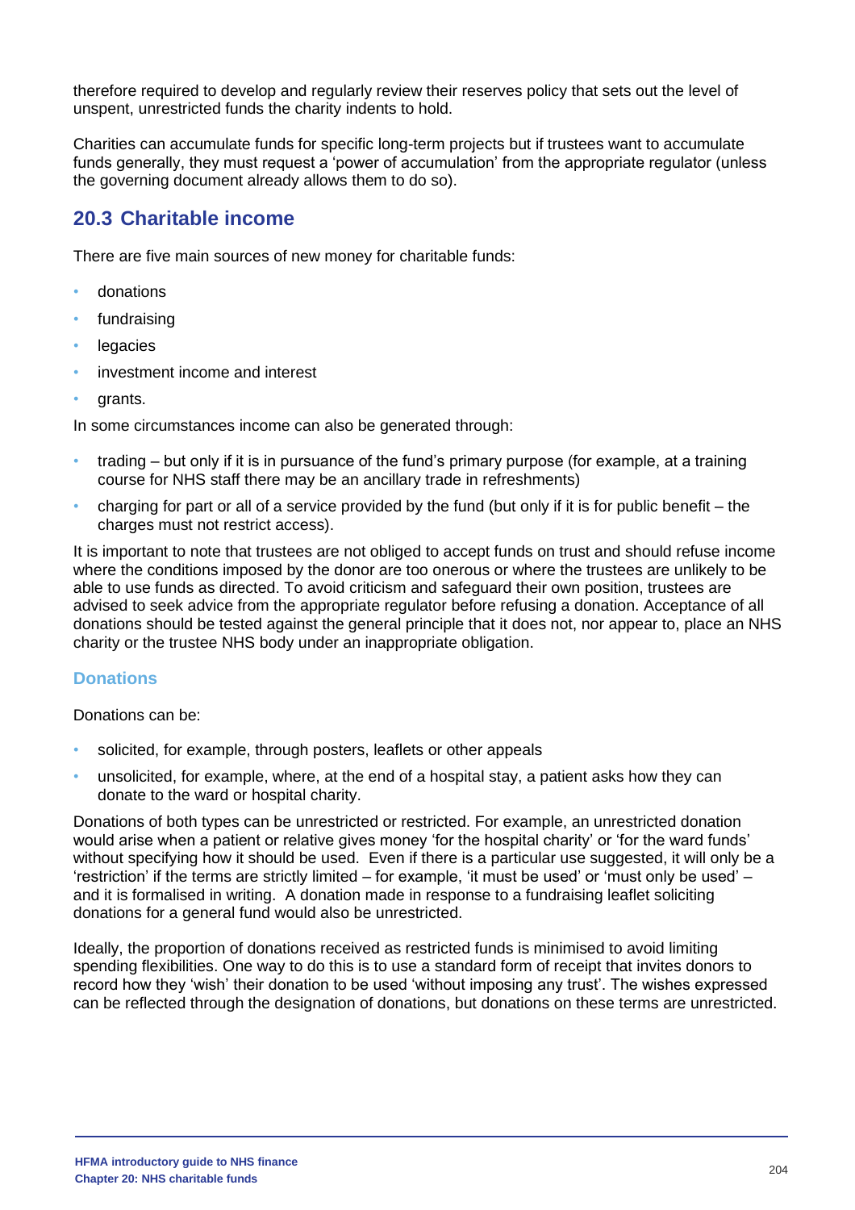therefore required to develop and regularly review their reserves policy that sets out the level of unspent, unrestricted funds the charity indents to hold.

Charities can accumulate funds for specific long-term projects but if trustees want to accumulate funds generally, they must request a 'power of accumulation' from the appropriate regulator (unless the governing document already allows them to do so).

## 20.3 Charitable income

There are five main sources of new money for charitable funds:

- donations
- fundraising
- legacies
- investment income and interest
- grants.

In some circumstances income can also be generated through:

- trading – but only if it is in pursuance of the fund's primary purpose (for example, at a training course for NHS staff there may be an ancillary trade in refreshments)
- charging for part or all of a service provided by the fund (but only if it is for public benefit – the charges must not restrict access).

It is important to note that trustees are not obliged to accept funds on trust and should refuse income where the conditions imposed by the donor are too onerous or where the trustees are unlikely to be able to use funds as directed. To avoid criticism and safeguard their own position, trustees are advised to seek advice from the appropriate regulator before refusing a donation. Acceptance of all donations should be tested against the general principle that it does not, nor appear to, place an NHS charity or the trustee NHS body under an inappropriate obligation.

### Donations

Donations can be:

- solicited, for example, through posters, leaflets or other appeals
- unsolicited, for example, where, at the end of a hospital stay, a patient asks how they can donate to the ward or hospital charity.

Donations of both types can be unrestricted or restricted. For example, an unrestricted donation would arise when a patient or relative gives money 'for the hospital charity' or 'for the ward funds' without specifying how it should be used. Even if there is a particular use suggested, it will only be a 'restriction' if the terms are strictly limited – for example, 'it must be used' or 'must only be used' – and it is formalised in writing. A donation made in response to a fundraising leaflet soliciting donations for a general fund would also be unrestricted.

Ideally, the proportion of donations received as restricted funds is minimised to avoid limiting spending flexibilities. One way to do this is to use a standard form of receipt that invites donors to record how they 'wish' their donation to be used 'without imposing any trust'. The wishes expressed can be reflected through the designation of donations, but donations on these terms are unrestricted.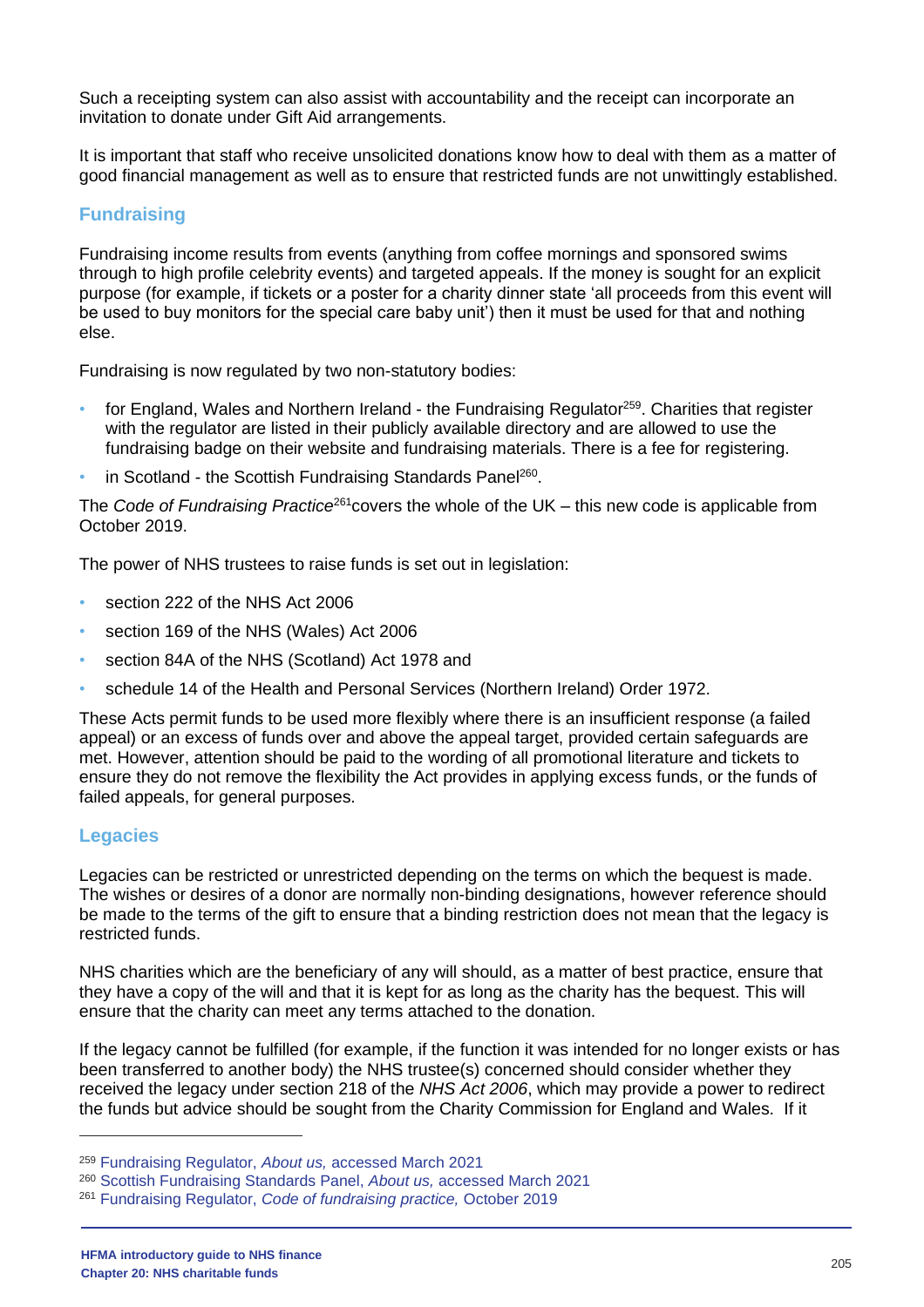Such a receipting system can also assist with accountability and the receipt can incorporate an invitation to donate under Gift Aid arrangements.

It is important that staff who receive unsolicited donations know how to deal with them as a matter of good financial management as well as to ensure that restricted funds are not unwittingly established.

## Fundraising

Fundraising income results from events (anything from coffee mornings and sponsored swims through to high profile celebrity events) and targeted appeals. If the money is sought for an explicit purpose (for example, if tickets or a poster for a charity dinner state 'all proceeds from this event will be used to buy monitors for the special care baby unit') then it must be used for that and nothing else.

Fundraising is now regulated by two non-statutory bodies:

- for England, Wales and Northern Ireland - the Fundraising Regulator[259]. Charities that register with the regulator are listed in their publicly available directory and are allowed to use the fundraising badge on their website and fundraising materials. There is a fee for registering.
- in Scotland - the Scottish Fundraising Standards Panel[260].

The *Code of Fundraising Practice*[261] covers the whole of the UK – this new code is applicable from October 2019.

The power of NHS trustees to raise funds is set out in legislation:

- section 222 of the NHS Act 2006
- section 169 of the NHS (Wales) Act 2006
- section 84A of the NHS (Scotland) Act 1978 and
- schedule 14 of the Health and Personal Services (Northern Ireland) Order 1972.

These Acts permit funds to be used more flexibly where there is an insufficient response (a failed appeal) or an excess of funds over and above the appeal target, provided certain safeguards are met. However, attention should be paid to the wording of all promotional literature and tickets to ensure they do not remove the flexibility the Act provides in applying excess funds, or the funds of failed appeals, for general purposes.

## Legacies

Legacies can be restricted or unrestricted depending on the terms on which the bequest is made. The wishes or desires of a donor are normally non-binding designations, however reference should be made to the terms of the gift to ensure that a binding restriction does not mean that the legacy is restricted funds.

NHS charities which are the beneficiary of any will should, as a matter of best practice, ensure that they have a copy of the will and that it is kept for as long as the charity has the bequest. This will ensure that the charity can meet any terms attached to the donation.

If the legacy cannot be fulfilled (for example, if the function it was intended for no longer exists or has been transferred to another body) the NHS trustee(s) concerned should consider whether they received the legacy under section 218 of the *NHS Act 2006*, which may provide a power to redirect the funds but advice should be sought from the Charity Commission for England and Wales. If it

---

[259] Fundraising Regulator, *About us,* accessed March 2021

[260] Scottish Fundraising Standards Panel, *About us,* accessed March 2021

[261] Fundraising Regulator, *Code of fundraising practice,* October 2019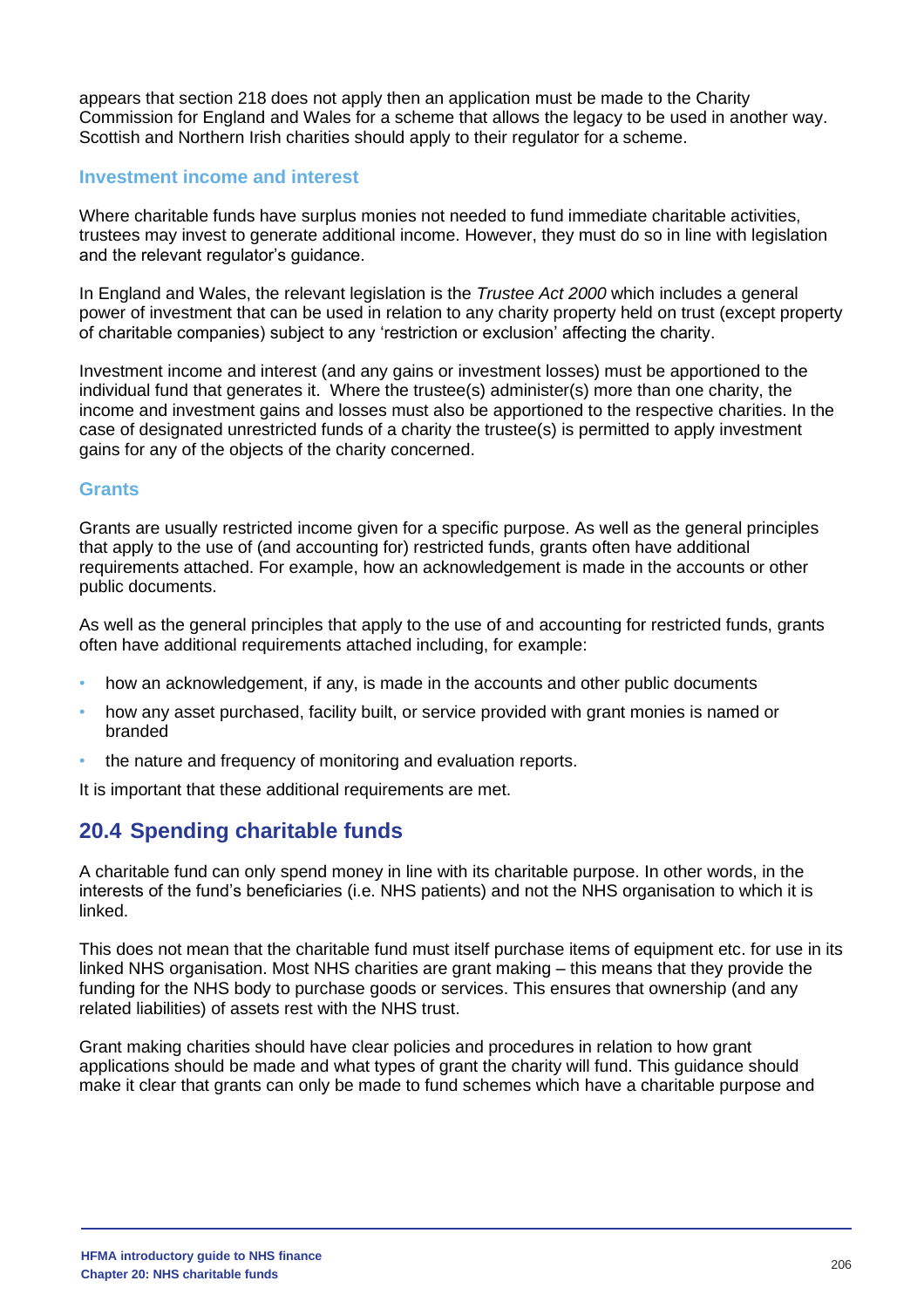appears that section 218 does not apply then an application must be made to the Charity Commission for England and Wales for a scheme that allows the legacy to be used in another way. Scottish and Northern Irish charities should apply to their regulator for a scheme.

### Investment income and interest

Where charitable funds have surplus monies not needed to fund immediate charitable activities, trustees may invest to generate additional income. However, they must do so in line with legislation and the relevant regulator's guidance.

In England and Wales, the relevant legislation is the *Trustee Act 2000* which includes a general power of investment that can be used in relation to any charity property held on trust (except property of charitable companies) subject to any 'restriction or exclusion' affecting the charity.

Investment income and interest (and any gains or investment losses) must be apportioned to the individual fund that generates it. Where the trustee(s) administer(s) more than one charity, the income and investment gains and losses must also be apportioned to the respective charities. In the case of designated unrestricted funds of a charity the trustee(s) is permitted to apply investment gains for any of the objects of the charity concerned.

### Grants

Grants are usually restricted income given for a specific purpose. As well as the general principles that apply to the use of (and accounting for) restricted funds, grants often have additional requirements attached. For example, how an acknowledgement is made in the accounts or other public documents.

As well as the general principles that apply to the use of and accounting for restricted funds, grants often have additional requirements attached including, for example:

- how an acknowledgement, if any, is made in the accounts and other public documents
- how any asset purchased, facility built, or service provided with grant monies is named or branded
- the nature and frequency of monitoring and evaluation reports.

It is important that these additional requirements are met.

## 20.4 Spending charitable funds

A charitable fund can only spend money in line with its charitable purpose. In other words, in the interests of the fund's beneficiaries (i.e. NHS patients) and not the NHS organisation to which it is linked.

This does not mean that the charitable fund must itself purchase items of equipment etc. for use in its linked NHS organisation. Most NHS charities are grant making – this means that they provide the funding for the NHS body to purchase goods or services. This ensures that ownership (and any related liabilities) of assets rest with the NHS trust.

Grant making charities should have clear policies and procedures in relation to how grant applications should be made and what types of grant the charity will fund. This guidance should make it clear that grants can only be made to fund schemes which have a charitable purpose and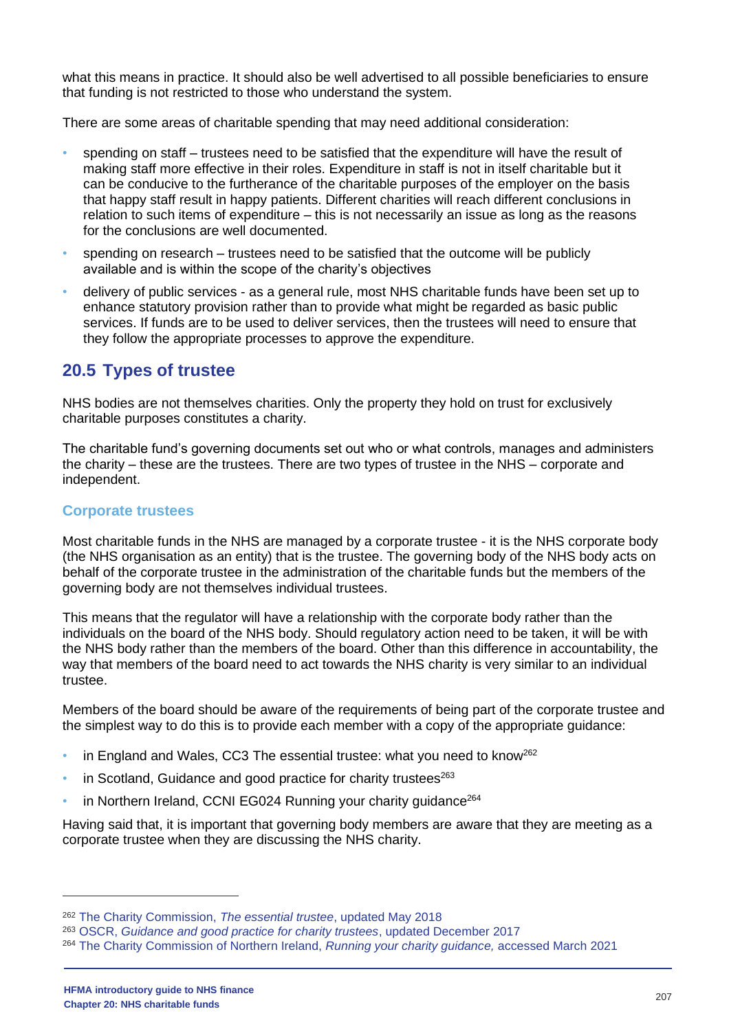what this means in practice. It should also be well advertised to all possible beneficiaries to ensure that funding is not restricted to those who understand the system.

There are some areas of charitable spending that may need additional consideration:

- spending on staff – trustees need to be satisfied that the expenditure will have the result of making staff more effective in their roles. Expenditure in staff is not in itself charitable but it can be conducive to the furtherance of the charitable purposes of the employer on the basis that happy staff result in happy patients. Different charities will reach different conclusions in relation to such items of expenditure – this is not necessarily an issue as long as the reasons for the conclusions are well documented.
- spending on research – trustees need to be satisfied that the outcome will be publicly available and is within the scope of the charity's objectives
- delivery of public services - as a general rule, most NHS charitable funds have been set up to enhance statutory provision rather than to provide what might be regarded as basic public services. If funds are to be used to deliver services, then the trustees will need to ensure that they follow the appropriate processes to approve the expenditure.

## 20.5 Types of trustee

NHS bodies are not themselves charities. Only the property they hold on trust for exclusively charitable purposes constitutes a charity.

The charitable fund's governing documents set out who or what controls, manages and administers the charity – these are the trustees. There are two types of trustee in the NHS – corporate and independent.

### Corporate trustees

Most charitable funds in the NHS are managed by a corporate trustee - it is the NHS corporate body (the NHS organisation as an entity) that is the trustee. The governing body of the NHS body acts on behalf of the corporate trustee in the administration of the charitable funds but the members of the governing body are not themselves individual trustees.

This means that the regulator will have a relationship with the corporate body rather than the individuals on the board of the NHS body. Should regulatory action need to be taken, it will be with the NHS body rather than the members of the board. Other than this difference in accountability, the way that members of the board need to act towards the NHS charity is very similar to an individual trustee.

Members of the board should be aware of the requirements of being part of the corporate trustee and the simplest way to do this is to provide each member with a copy of the appropriate guidance:

- in England and Wales, CC3 The essential trustee: what you need to know[262]
- in Scotland, Guidance and good practice for charity trustees[263]
- in Northern Ireland, CCNI EG024 Running your charity guidance[264]

Having said that, it is important that governing body members are aware that they are meeting as a corporate trustee when they are discussing the NHS charity.

---

[262] The Charity Commission, *The essential trustee*, updated May 2018

[263] OSCR, *Guidance and good practice for charity trustees*, updated December 2017

[264] The Charity Commission of Northern Ireland, *Running your charity guidance,* accessed March 2021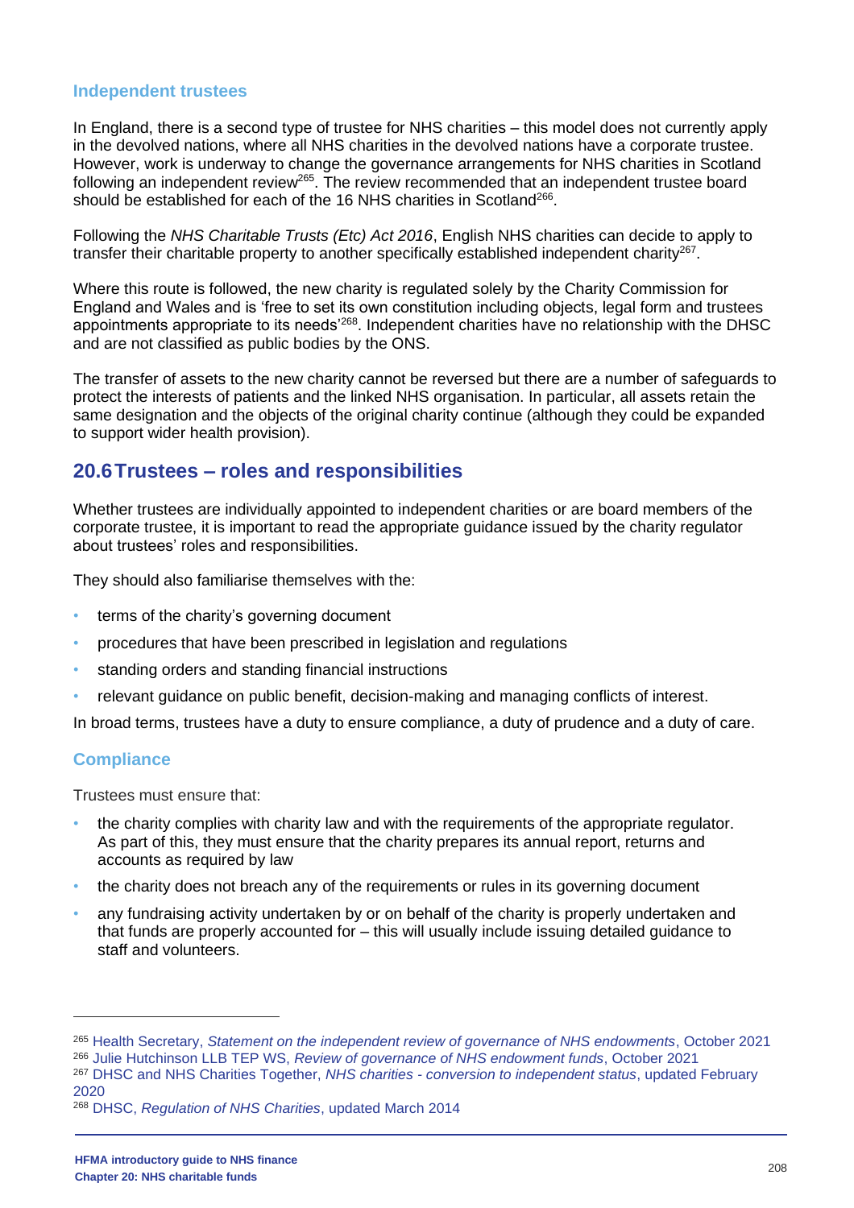### Independent trustees

In England, there is a second type of trustee for NHS charities – this model does not currently apply in the devolved nations, where all NHS charities in the devolved nations have a corporate trustee. However, work is underway to change the governance arrangements for NHS charities in Scotland following an independent review[265]. The review recommended that an independent trustee board should be established for each of the 16 NHS charities in Scotland[266].

Following the *NHS Charitable Trusts (Etc) Act 2016*, English NHS charities can decide to apply to transfer their charitable property to another specifically established independent charity[267].

Where this route is followed, the new charity is regulated solely by the Charity Commission for England and Wales and is 'free to set its own constitution including objects, legal form and trustees appointments appropriate to its needs'[268]. Independent charities have no relationship with the DHSC and are not classified as public bodies by the ONS.

The transfer of assets to the new charity cannot be reversed but there are a number of safeguards to protect the interests of patients and the linked NHS organisation. In particular, all assets retain the same designation and the objects of the original charity continue (although they could be expanded to support wider health provision).

## 20.6 Trustees – roles and responsibilities

Whether trustees are individually appointed to independent charities or are board members of the corporate trustee, it is important to read the appropriate guidance issued by the charity regulator about trustees' roles and responsibilities.

They should also familiarise themselves with the:

- terms of the charity's governing document
- procedures that have been prescribed in legislation and regulations
- standing orders and standing financial instructions
- relevant guidance on public benefit, decision-making and managing conflicts of interest.

In broad terms, trustees have a duty to ensure compliance, a duty of prudence and a duty of care.

### Compliance

Trustees must ensure that:

- the charity complies with charity law and with the requirements of the appropriate regulator. As part of this, they must ensure that the charity prepares its annual report, returns and accounts as required by law
- the charity does not breach any of the requirements or rules in its governing document
- any fundraising activity undertaken by or on behalf of the charity is properly undertaken and that funds are properly accounted for – this will usually include issuing detailed guidance to staff and volunteers.

---

[265] Health Secretary, *Statement on the independent review of governance of NHS endowments*, October 2021
[266] Julie Hutchinson LLB TEP WS, *Review of governance of NHS endowment funds*, October 2021
[267] DHSC and NHS Charities Together, *NHS charities - conversion to independent status*, updated February 2020
[268] DHSC, *Regulation of NHS Charities*, updated March 2014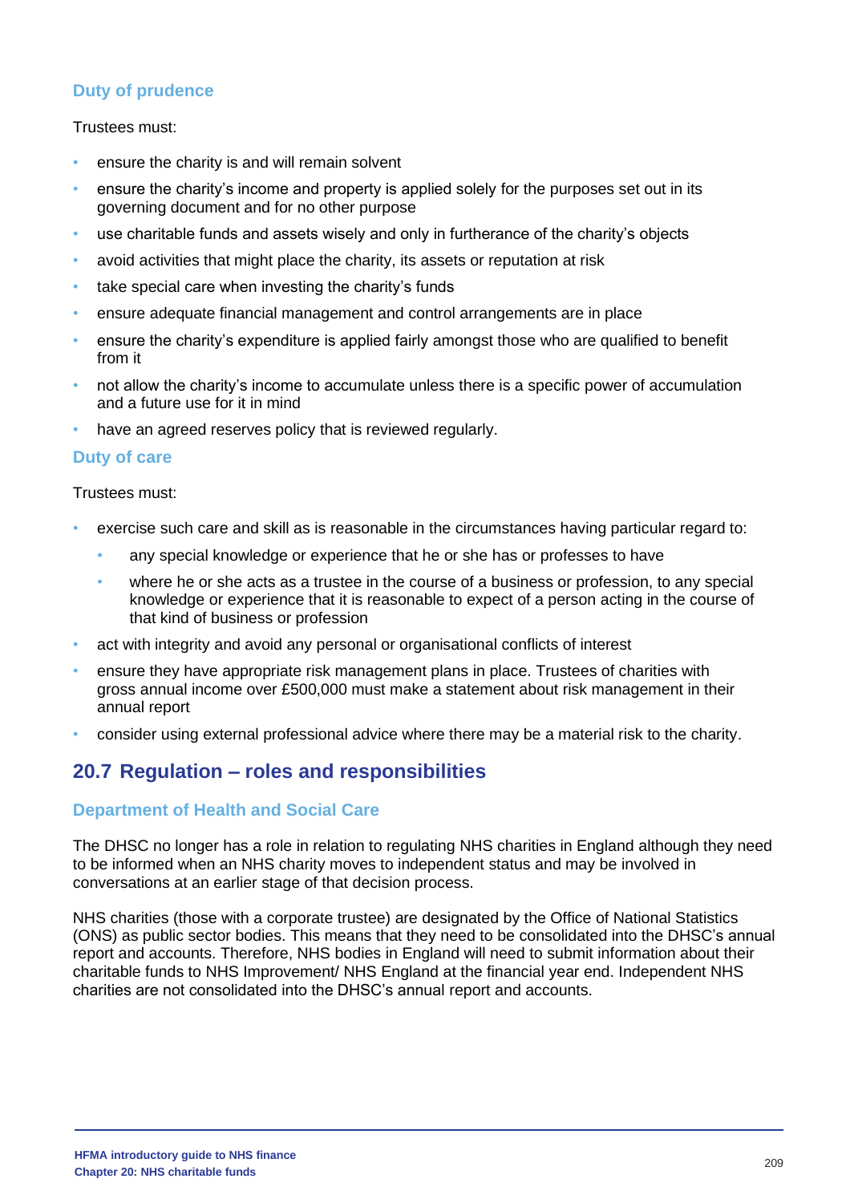### Duty of prudence

Trustees must:

- ensure the charity is and will remain solvent
- ensure the charity's income and property is applied solely for the purposes set out in its governing document and for no other purpose
- use charitable funds and assets wisely and only in furtherance of the charity's objects
- avoid activities that might place the charity, its assets or reputation at risk
- take special care when investing the charity's funds
- ensure adequate financial management and control arrangements are in place
- ensure the charity's expenditure is applied fairly amongst those who are qualified to benefit from it
- not allow the charity's income to accumulate unless there is a specific power of accumulation and a future use for it in mind
- have an agreed reserves policy that is reviewed regularly.

### Duty of care

Trustees must:

- exercise such care and skill as is reasonable in the circumstances having particular regard to:
  - any special knowledge or experience that he or she has or professes to have
  - where he or she acts as a trustee in the course of a business or profession, to any special knowledge or experience that it is reasonable to expect of a person acting in the course of that kind of business or profession
- act with integrity and avoid any personal or organisational conflicts of interest
- ensure they have appropriate risk management plans in place. Trustees of charities with gross annual income over £500,000 must make a statement about risk management in their annual report
- consider using external professional advice where there may be a material risk to the charity.

## 20.7 Regulation – roles and responsibilities

### Department of Health and Social Care

The DHSC no longer has a role in relation to regulating NHS charities in England although they need to be informed when an NHS charity moves to independent status and may be involved in conversations at an earlier stage of that decision process.

NHS charities (those with a corporate trustee) are designated by the Office of National Statistics (ONS) as public sector bodies. This means that they need to be consolidated into the DHSC's annual report and accounts. Therefore, NHS bodies in England will need to submit information about their charitable funds to NHS Improvement/ NHS England at the financial year end. Independent NHS charities are not consolidated into the DHSC's annual report and accounts.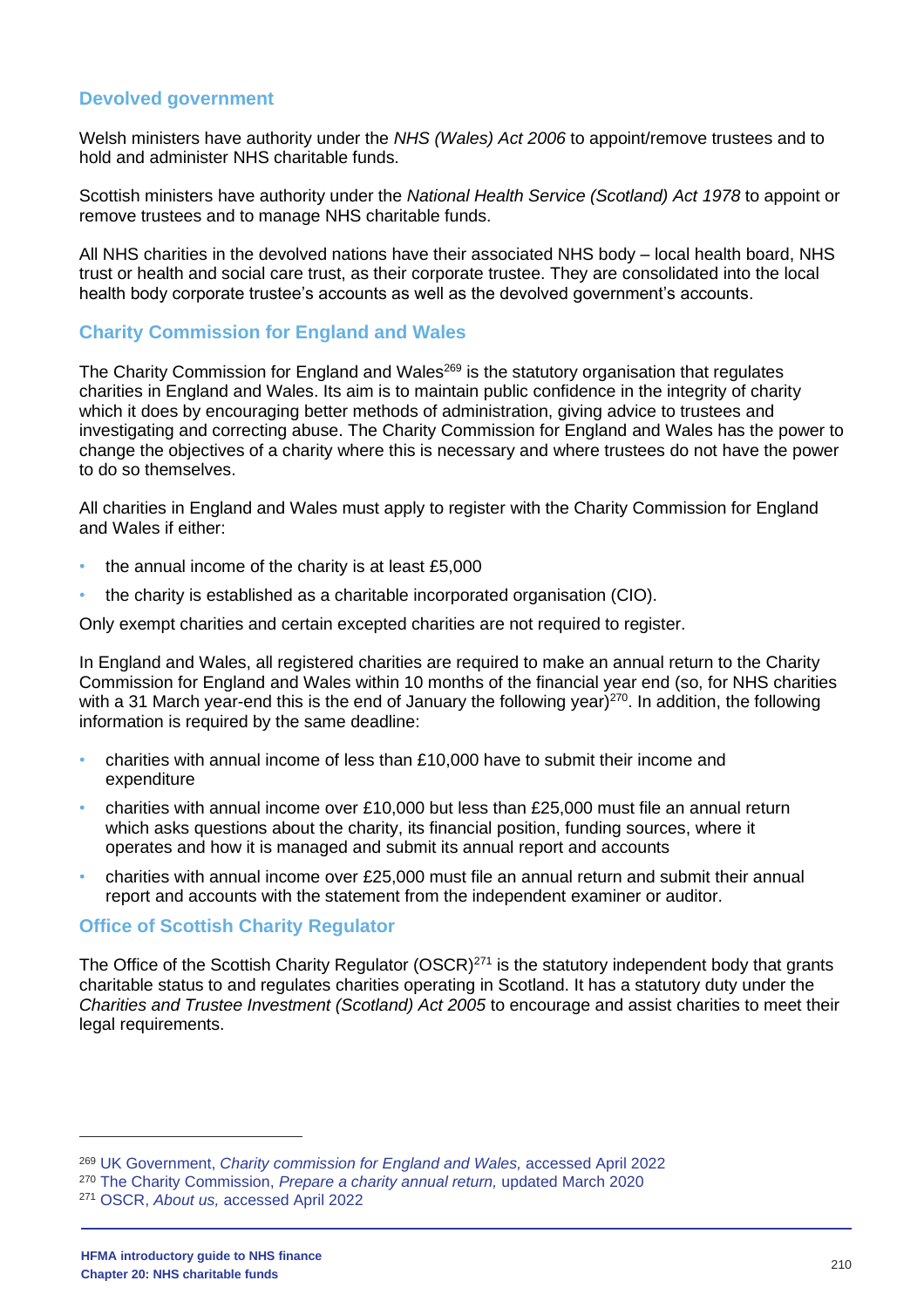## Devolved government

Welsh ministers have authority under the *NHS (Wales) Act 2006* to appoint/remove trustees and to hold and administer NHS charitable funds.

Scottish ministers have authority under the *National Health Service (Scotland) Act 1978* to appoint or remove trustees and to manage NHS charitable funds.

All NHS charities in the devolved nations have their associated NHS body – local health board, NHS trust or health and social care trust, as their corporate trustee. They are consolidated into the local health body corporate trustee's accounts as well as the devolved government's accounts.

## Charity Commission for England and Wales

The Charity Commission for England and Wales[269] is the statutory organisation that regulates charities in England and Wales. Its aim is to maintain public confidence in the integrity of charity which it does by encouraging better methods of administration, giving advice to trustees and investigating and correcting abuse. The Charity Commission for England and Wales has the power to change the objectives of a charity where this is necessary and where trustees do not have the power to do so themselves.

All charities in England and Wales must apply to register with the Charity Commission for England and Wales if either:

- the annual income of the charity is at least £5,000
- the charity is established as a charitable incorporated organisation (CIO).

Only exempt charities and certain excepted charities are not required to register.

In England and Wales, all registered charities are required to make an annual return to the Charity Commission for England and Wales within 10 months of the financial year end (so, for NHS charities with a 31 March year-end this is the end of January the following year)[270]. In addition, the following information is required by the same deadline:

- charities with annual income of less than £10,000 have to submit their income and expenditure
- charities with annual income over £10,000 but less than £25,000 must file an annual return which asks questions about the charity, its financial position, funding sources, where it operates and how it is managed and submit its annual report and accounts
- charities with annual income over £25,000 must file an annual return and submit their annual report and accounts with the statement from the independent examiner or auditor.

## Office of Scottish Charity Regulator

The Office of the Scottish Charity Regulator (OSCR)[271] is the statutory independent body that grants charitable status to and regulates charities operating in Scotland. It has a statutory duty under the *Charities and Trustee Investment (Scotland) Act 2005* to encourage and assist charities to meet their legal requirements.

---

[269] UK Government, *Charity commission for England and Wales,* accessed April 2022

[270] The Charity Commission, *Prepare a charity annual return,* updated March 2020

[271] OSCR, *About us,* accessed April 2022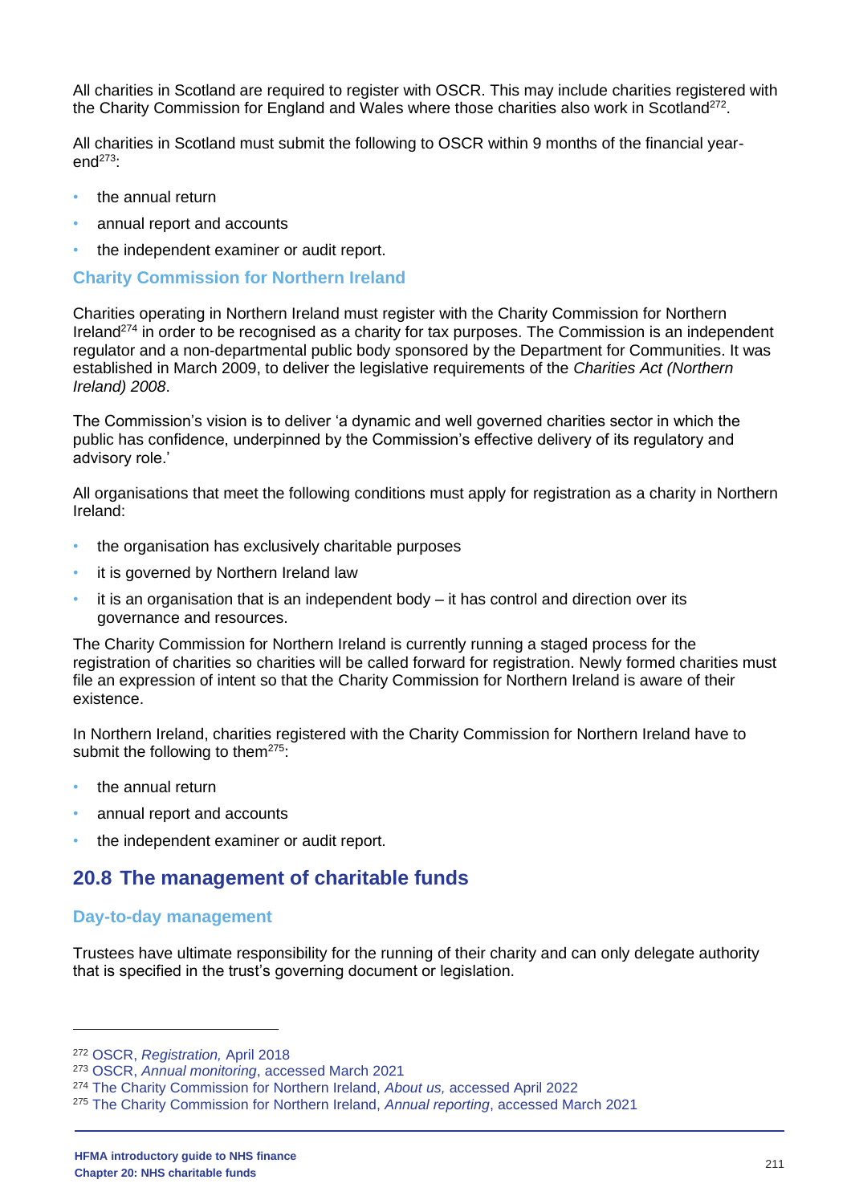All charities in Scotland are required to register with OSCR. This may include charities registered with the Charity Commission for England and Wales where those charities also work in Scotland[272].

All charities in Scotland must submit the following to OSCR within 9 months of the financial year-end[273]:

- the annual return
- annual report and accounts
- the independent examiner or audit report.

### Charity Commission for Northern Ireland

Charities operating in Northern Ireland must register with the Charity Commission for Northern Ireland[274] in order to be recognised as a charity for tax purposes. The Commission is an independent regulator and a non-departmental public body sponsored by the Department for Communities. It was established in March 2009, to deliver the legislative requirements of the *Charities Act (Northern Ireland) 2008*.

The Commission's vision is to deliver 'a dynamic and well governed charities sector in which the public has confidence, underpinned by the Commission's effective delivery of its regulatory and advisory role.'

All organisations that meet the following conditions must apply for registration as a charity in Northern Ireland:

- the organisation has exclusively charitable purposes
- it is governed by Northern Ireland law
- it is an organisation that is an independent body – it has control and direction over its governance and resources.

The Charity Commission for Northern Ireland is currently running a staged process for the registration of charities so charities will be called forward for registration. Newly formed charities must file an expression of intent so that the Charity Commission for Northern Ireland is aware of their existence.

In Northern Ireland, charities registered with the Charity Commission for Northern Ireland have to submit the following to them[275]:

- the annual return
- annual report and accounts
- the independent examiner or audit report.

## 20.8 The management of charitable funds

### Day-to-day management

Trustees have ultimate responsibility for the running of their charity and can only delegate authority that is specified in the trust's governing document or legislation.

---

[272] OSCR, *Registration,* April 2018
[273] OSCR, *Annual monitoring*, accessed March 2021
[274] The Charity Commission for Northern Ireland, *About us,* accessed April 2022
[275] The Charity Commission for Northern Ireland, *Annual reporting*, accessed March 2021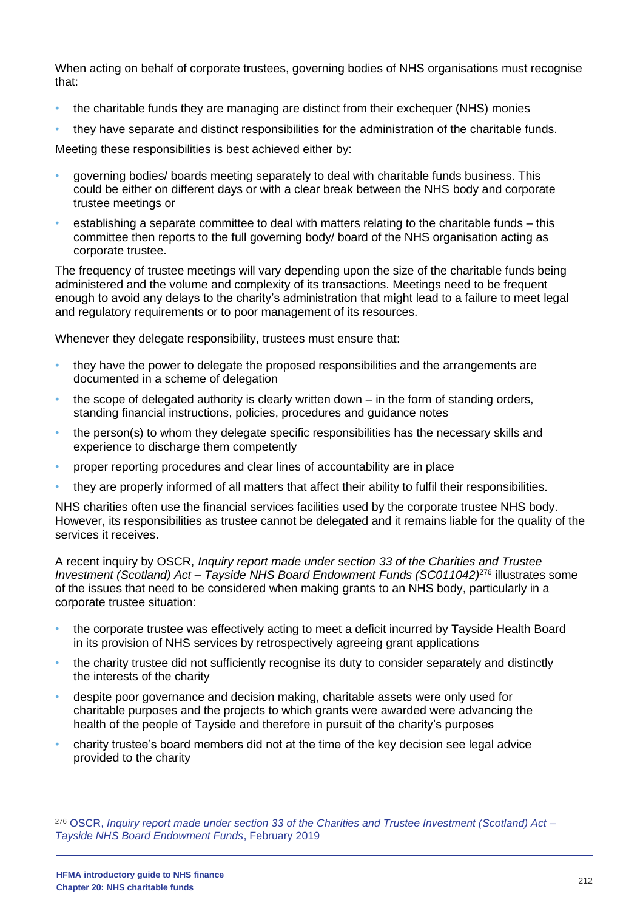When acting on behalf of corporate trustees, governing bodies of NHS organisations must recognise that:

- the charitable funds they are managing are distinct from their exchequer (NHS) monies
- they have separate and distinct responsibilities for the administration of the charitable funds.

Meeting these responsibilities is best achieved either by:

- governing bodies/ boards meeting separately to deal with charitable funds business. This could be either on different days or with a clear break between the NHS body and corporate trustee meetings or
- establishing a separate committee to deal with matters relating to the charitable funds – this committee then reports to the full governing body/ board of the NHS organisation acting as corporate trustee.

The frequency of trustee meetings will vary depending upon the size of the charitable funds being administered and the volume and complexity of its transactions. Meetings need to be frequent enough to avoid any delays to the charity's administration that might lead to a failure to meet legal and regulatory requirements or to poor management of its resources.

Whenever they delegate responsibility, trustees must ensure that:

- they have the power to delegate the proposed responsibilities and the arrangements are documented in a scheme of delegation
- the scope of delegated authority is clearly written down – in the form of standing orders, standing financial instructions, policies, procedures and guidance notes
- the person(s) to whom they delegate specific responsibilities has the necessary skills and experience to discharge them competently
- proper reporting procedures and clear lines of accountability are in place
- they are properly informed of all matters that affect their ability to fulfil their responsibilities.

NHS charities often use the financial services facilities used by the corporate trustee NHS body. However, its responsibilities as trustee cannot be delegated and it remains liable for the quality of the services it receives.

A recent inquiry by OSCR, *Inquiry report made under section 33 of the Charities and Trustee Investment (Scotland) Act – Tayside NHS Board Endowment Funds (SC011042)*[276] illustrates some of the issues that need to be considered when making grants to an NHS body, particularly in a corporate trustee situation:

- the corporate trustee was effectively acting to meet a deficit incurred by Tayside Health Board in its provision of NHS services by retrospectively agreeing grant applications
- the charity trustee did not sufficiently recognise its duty to consider separately and distinctly the interests of the charity
- despite poor governance and decision making, charitable assets were only used for charitable purposes and the projects to which grants were awarded were advancing the health of the people of Tayside and therefore in pursuit of the charity's purposes
- charity trustee's board members did not at the time of the key decision see legal advice provided to the charity

---

[276] OSCR, *Inquiry report made under section 33 of the Charities and Trustee Investment (Scotland) Act – Tayside NHS Board Endowment Funds*, February 2019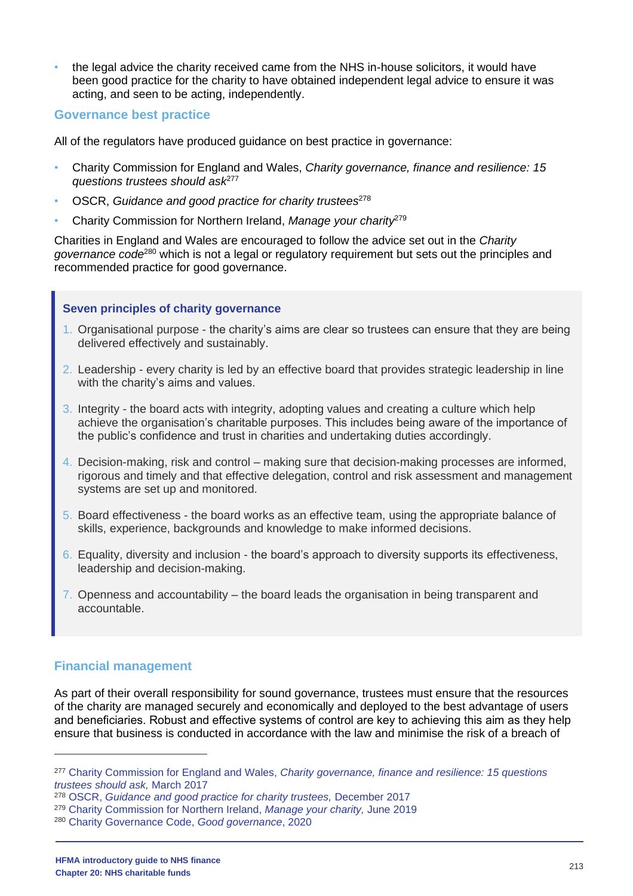- the legal advice the charity received came from the NHS in-house solicitors, it would have been good practice for the charity to have obtained independent legal advice to ensure it was acting, and seen to be acting, independently.

## Governance best practice

All of the regulators have produced guidance on best practice in governance:

- Charity Commission for England and Wales, *Charity governance, finance and resilience: 15 questions trustees should ask*[277]
- OSCR, *Guidance and good practice for charity trustees*[278]
- Charity Commission for Northern Ireland, *Manage your charity*[279]

Charities in England and Wales are encouraged to follow the advice set out in the *Charity governance code*[280] which is not a legal or regulatory requirement but sets out the principles and recommended practice for good governance.

### Seven principles of charity governance

1. Organisational purpose - the charity's aims are clear so trustees can ensure that they are being delivered effectively and sustainably.
2. Leadership - every charity is led by an effective board that provides strategic leadership in line with the charity's aims and values.
3. Integrity - the board acts with integrity, adopting values and creating a culture which help achieve the organisation's charitable purposes. This includes being aware of the importance of the public's confidence and trust in charities and undertaking duties accordingly.
4. Decision-making, risk and control – making sure that decision-making processes are informed, rigorous and timely and that effective delegation, control and risk assessment and management systems are set up and monitored.
5. Board effectiveness - the board works as an effective team, using the appropriate balance of skills, experience, backgrounds and knowledge to make informed decisions.
6. Equality, diversity and inclusion - the board's approach to diversity supports its effectiveness, leadership and decision-making.
7. Openness and accountability – the board leads the organisation in being transparent and accountable.

## Financial management

As part of their overall responsibility for sound governance, trustees must ensure that the resources of the charity are managed securely and economically and deployed to the best advantage of users and beneficiaries. Robust and effective systems of control are key to achieving this aim as they help ensure that business is conducted in accordance with the law and minimise the risk of a breach of

---

[277] Charity Commission for England and Wales, *Charity governance, finance and resilience: 15 questions trustees should ask,* March 2017

[278] OSCR, *Guidance and good practice for charity trustees,* December 2017

[279] Charity Commission for Northern Ireland, *Manage your charity,* June 2019

[280] Charity Governance Code, *Good governance*, 2020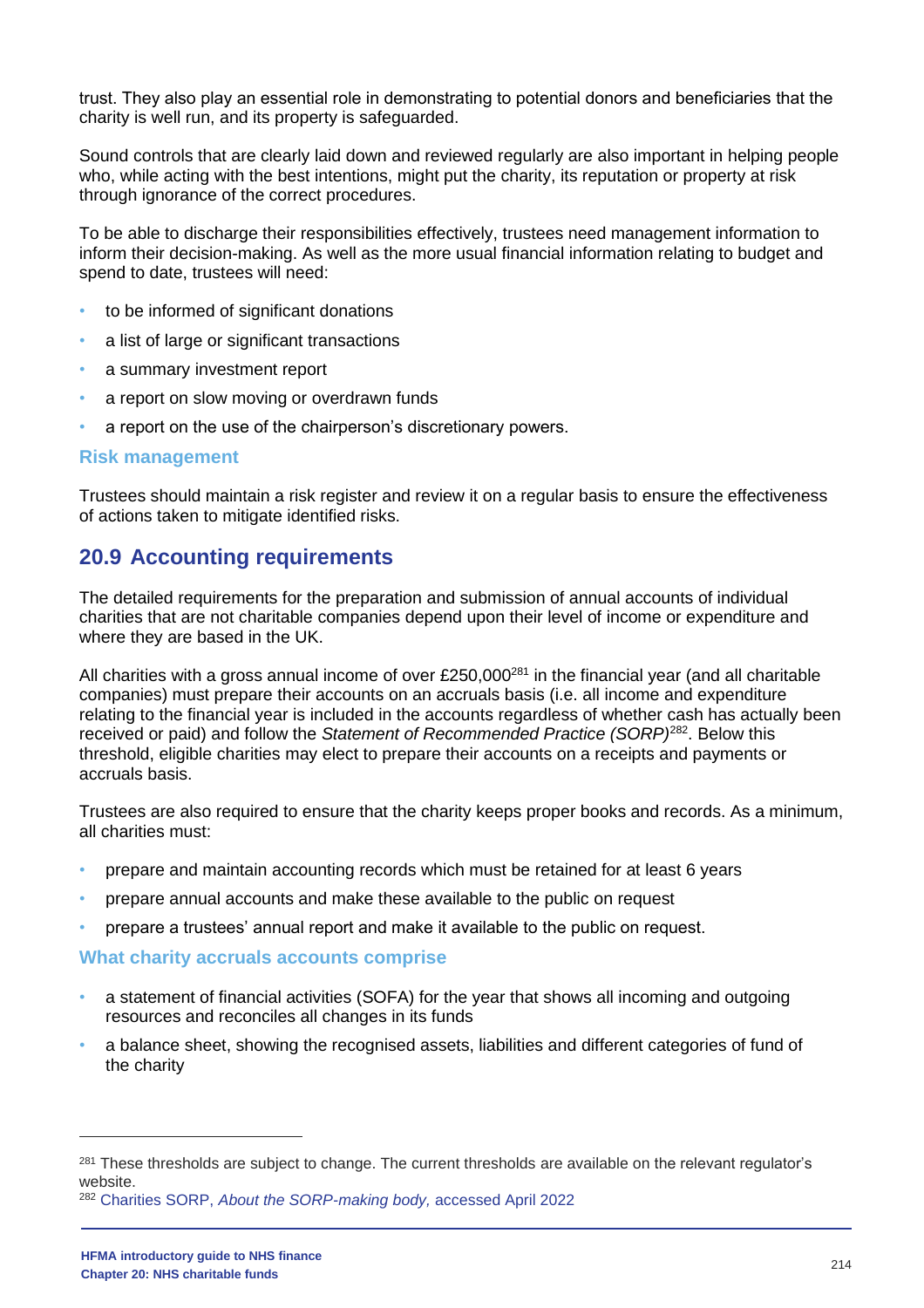trust. They also play an essential role in demonstrating to potential donors and beneficiaries that the charity is well run, and its property is safeguarded.

Sound controls that are clearly laid down and reviewed regularly are also important in helping people who, while acting with the best intentions, might put the charity, its reputation or property at risk through ignorance of the correct procedures.

To be able to discharge their responsibilities effectively, trustees need management information to inform their decision-making. As well as the more usual financial information relating to budget and spend to date, trustees will need:

- to be informed of significant donations
- a list of large or significant transactions
- a summary investment report
- a report on slow moving or overdrawn funds
- a report on the use of the chairperson's discretionary powers.

### Risk management

Trustees should maintain a risk register and review it on a regular basis to ensure the effectiveness of actions taken to mitigate identified risks.

## 20.9 Accounting requirements

The detailed requirements for the preparation and submission of annual accounts of individual charities that are not charitable companies depend upon their level of income or expenditure and where they are based in the UK.

All charities with a gross annual income of over £250,000[281] in the financial year (and all charitable companies) must prepare their accounts on an accruals basis (i.e. all income and expenditure relating to the financial year is included in the accounts regardless of whether cash has actually been received or paid) and follow the *Statement of Recommended Practice (SORP)*[282]. Below this threshold, eligible charities may elect to prepare their accounts on a receipts and payments or accruals basis.

Trustees are also required to ensure that the charity keeps proper books and records. As a minimum, all charities must:

- prepare and maintain accounting records which must be retained for at least 6 years
- prepare annual accounts and make these available to the public on request
- prepare a trustees' annual report and make it available to the public on request.

### What charity accruals accounts comprise

- a statement of financial activities (SOFA) for the year that shows all incoming and outgoing resources and reconciles all changes in its funds
- a balance sheet, showing the recognised assets, liabilities and different categories of fund of the charity

---

[281] These thresholds are subject to change. The current thresholds are available on the relevant regulator's website.

[282] Charities SORP, *About the SORP-making body,* accessed April 2022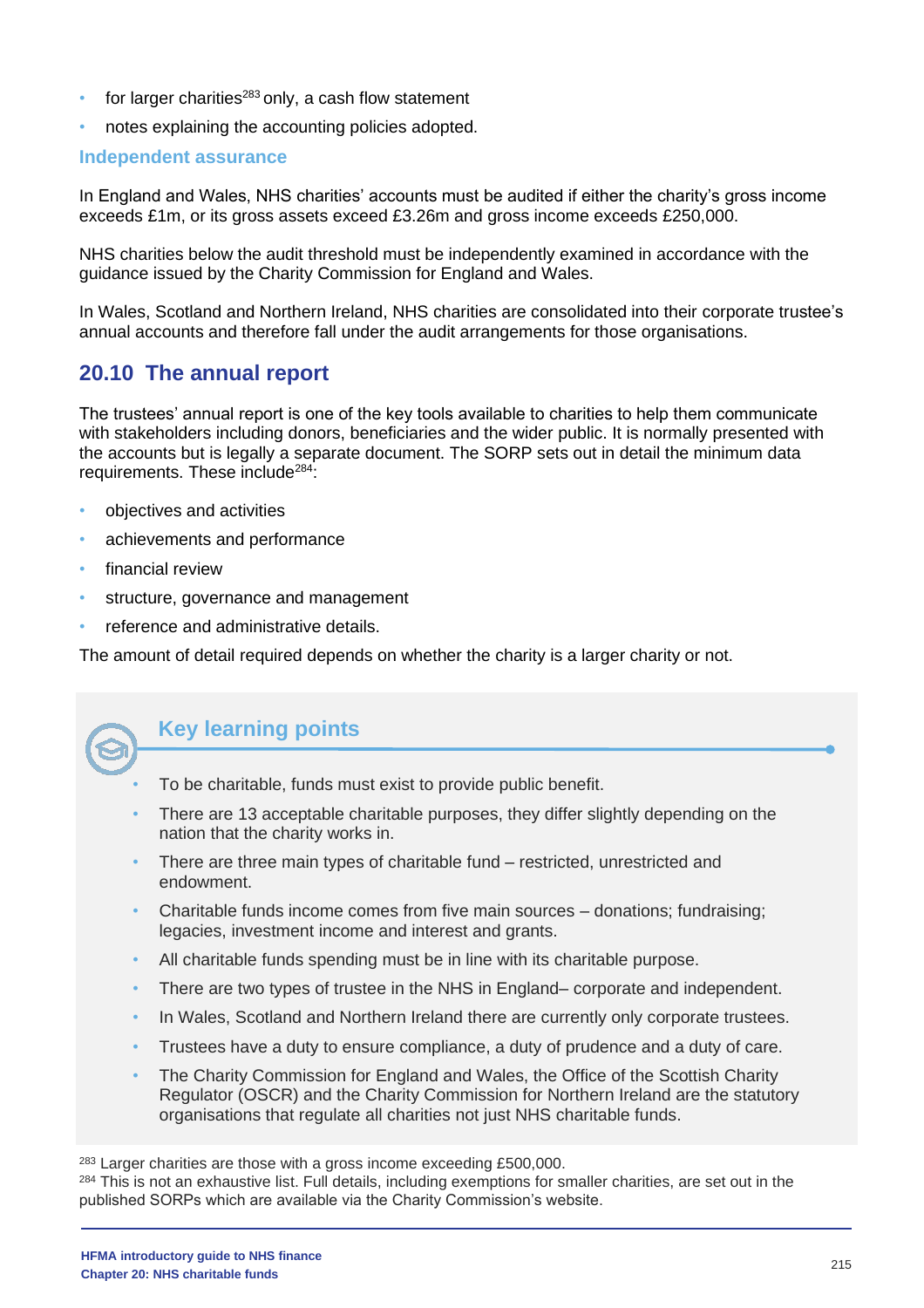- for larger charities[283] only, a cash flow statement
- notes explaining the accounting policies adopted.

### Independent assurance

In England and Wales, NHS charities' accounts must be audited if either the charity's gross income exceeds £1m, or its gross assets exceed £3.26m and gross income exceeds £250,000.

NHS charities below the audit threshold must be independently examined in accordance with the guidance issued by the Charity Commission for England and Wales.

In Wales, Scotland and Northern Ireland, NHS charities are consolidated into their corporate trustee's annual accounts and therefore fall under the audit arrangements for those organisations.

## 20.10 The annual report

The trustees' annual report is one of the key tools available to charities to help them communicate with stakeholders including donors, beneficiaries and the wider public. It is normally presented with the accounts but is legally a separate document. The SORP sets out in detail the minimum data requirements. These include[284]:

- objectives and activities
- achievements and performance
- financial review
- structure, governance and management
- reference and administrative details.

The amount of detail required depends on whether the charity is a larger charity or not.

### Key learning points

- To be charitable, funds must exist to provide public benefit.
- There are 13 acceptable charitable purposes, they differ slightly depending on the nation that the charity works in.
- There are three main types of charitable fund – restricted, unrestricted and endowment.
- Charitable funds income comes from five main sources – donations; fundraising; legacies, investment income and interest and grants.
- All charitable funds spending must be in line with its charitable purpose.
- There are two types of trustee in the NHS in England– corporate and independent.
- In Wales, Scotland and Northern Ireland there are currently only corporate trustees.
- Trustees have a duty to ensure compliance, a duty of prudence and a duty of care.
- The Charity Commission for England and Wales, the Office of the Scottish Charity Regulator (OSCR) and the Charity Commission for Northern Ireland are the statutory organisations that regulate all charities not just NHS charitable funds.

[283] Larger charities are those with a gross income exceeding £500,000.
[284] This is not an exhaustive list. Full details, including exemptions for smaller charities, are set out in the published SORPs which are available via the Charity Commission's website.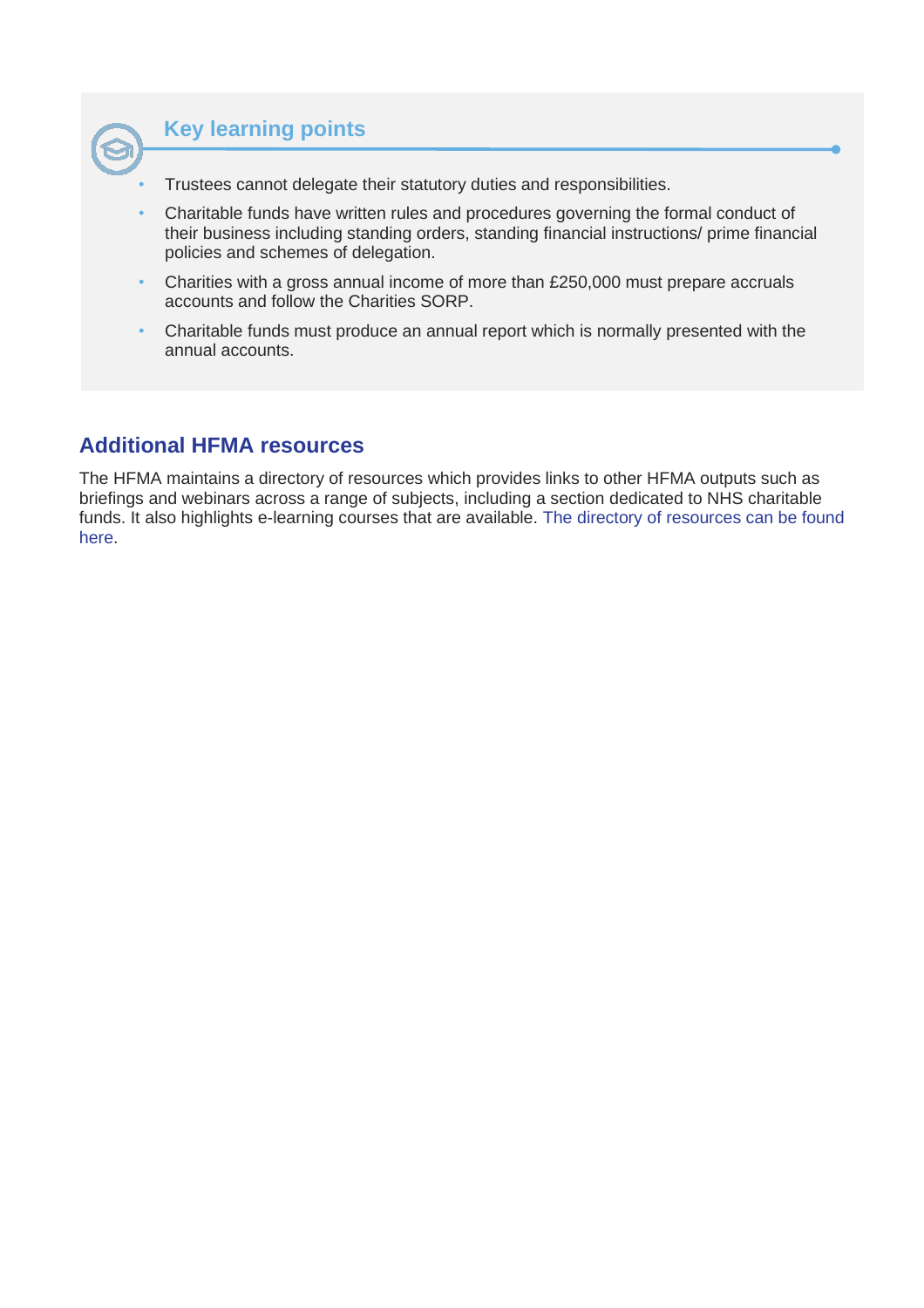## Key learning points

- Trustees cannot delegate their statutory duties and responsibilities.
- Charitable funds have written rules and procedures governing the formal conduct of their business including standing orders, standing financial instructions/ prime financial policies and schemes of delegation.
- Charities with a gross annual income of more than £250,000 must prepare accruals accounts and follow the Charities SORP.
- Charitable funds must produce an annual report which is normally presented with the annual accounts.

## Additional HFMA resources

The HFMA maintains a directory of resources which provides links to other HFMA outputs such as briefings and webinars across a range of subjects, including a section dedicated to NHS charitable funds. It also highlights e-learning courses that are available. The directory of resources can be found here.